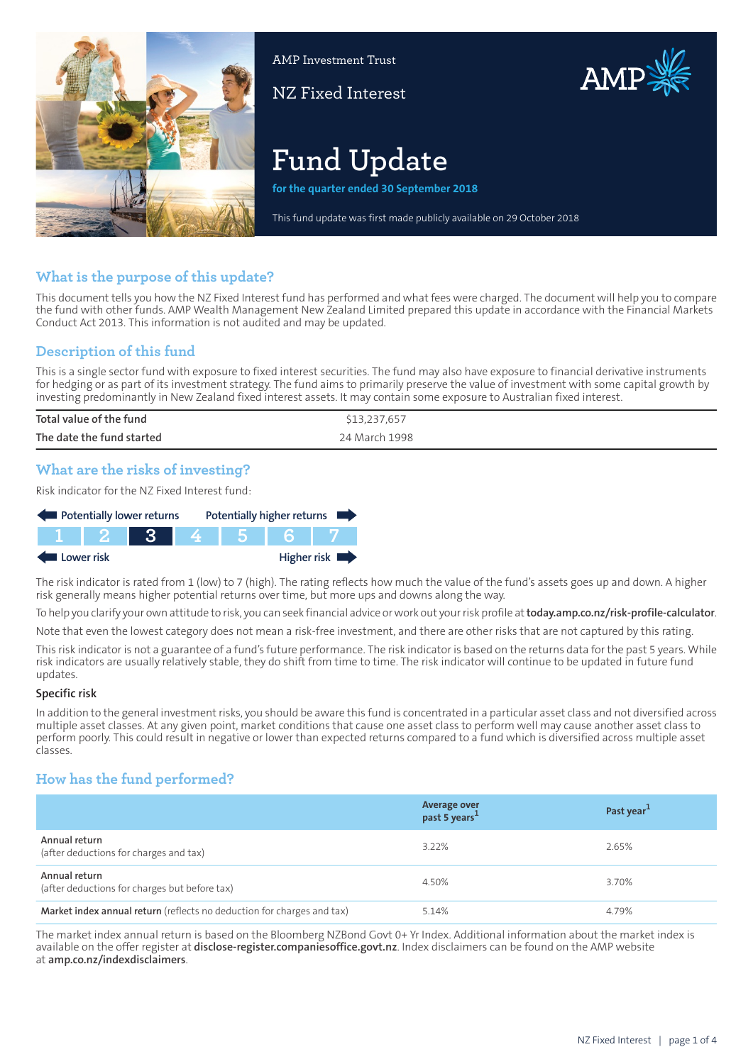AMP Investment Trust

NZ Fixed Interest

# Fund Update

**for the quarter ended 30 September 2018**

This fund update was first made publicly available on 29 October 2018

## What is the purpose of this update?

This document tells you how the NZ Fixed Interest fund has performed and what fees were charged. The document will help you to compare the fund with other funds. AMP Wealth Management New Zealand Limited prepared this update in accordance with the Financial Markets Conduct Act 2013. This information is not audited and may be updated.

## Description of this fund

This is a single sector fund with exposure to fixed interest securities. The fund may also have exposure to financial derivative instruments for hedging or as part of its investment strategy. The fund aims to primarily preserve the value of investment with some capital growth by investing predominantly in New Zealand fixed interest assets. It may contain some exposure to Australian fixed interest.

| | |
|---|---|
| Total value of the fund | $13,237,657 |
| The date the fund started | 24 March 1998 |

## What are the risks of investing?

Risk indicator for the NZ Fixed Interest fund:

Potentially lower returns — Potentially higher returns

1 2 **3** 4 5 6 7

Lower risk — Higher risk

The risk indicator is rated from 1 (low) to 7 (high). The rating reflects how much the value of the fund's assets goes up and down. A higher risk generally means higher potential returns over time, but more ups and downs along the way.

To help you clarify your own attitude to risk, you can seek financial advice or work out your risk profile at **today.amp.co.nz/risk-profile-calculator**.

Note that even the lowest category does not mean a risk-free investment, and there are other risks that are not captured by this rating.

This risk indicator is not a guarantee of a fund's future performance. The risk indicator is based on the returns data for the past 5 years. While risk indicators are usually relatively stable, they do shift from time to time. The risk indicator will continue to be updated in future fund updates.

### Specific risk

In addition to the general investment risks, you should be aware this fund is concentrated in a particular asset class and not diversified across multiple asset classes. At any given point, market conditions that cause one asset class to perform well may cause another asset class to perform poorly. This could result in negative or lower than expected returns compared to a fund which is diversified across multiple asset classes.

## How has the fund performed?

| | Average over past 5 years[1] | Past year[1] |
|---|---|---|
| **Annual return** (after deductions for charges and tax) | 3.22% | 2.65% |
| **Annual return** (after deductions for charges but before tax) | 4.50% | 3.70% |
| **Market index annual return** (reflects no deduction for charges and tax) | 5.14% | 4.79% |

The market index annual return is based on the Bloomberg NZBond Govt 0+ Yr Index. Additional information about the market index is available on the offer register at **disclose-register.companiesoffice.govt.nz**. Index disclaimers can be found on the AMP website at **amp.co.nz/indexdisclaimers**.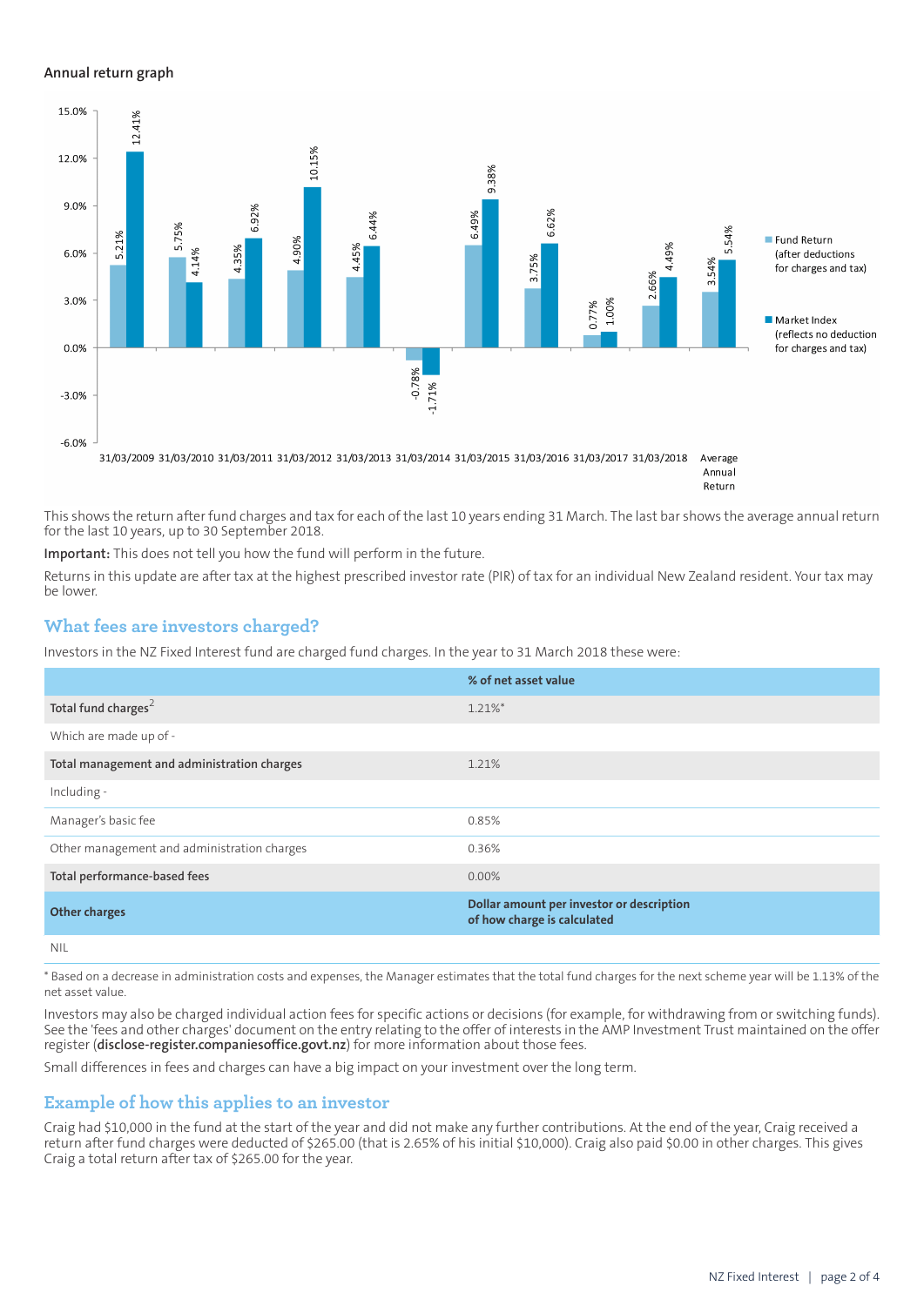**Annual return graph**

15.0%
12.0%
9.0%
6.0%
3.0%
0.0%
-3.0%
-6.0%

5.21% 12.41%
5.75% 4.14%
4.35% 6.92%
4.90% 10.15%
4.45% 6.44%
-0.78% -1.71%
6.49% 9.38%
3.75% 6.62%
0.77% 1.00%
2.66% 4.49%
3.54% 5.54%

31/03/2009 31/03/2010 31/03/2011 31/03/2012 31/03/2013 31/03/2014 31/03/2015 31/03/2016 31/03/2017 31/03/2018 Average Annual Return

Fund Return (after deductions for charges and tax)

Market Index (reflects no deduction for charges and tax)

This shows the return after fund charges and tax for each of the last 10 years ending 31 March. The last bar shows the average annual return for the last 10 years, up to 30 September 2018.

**Important:** This does not tell you how the fund will perform in the future.

Returns in this update are after tax at the highest prescribed investor rate (PIR) of tax for an individual New Zealand resident. Your tax may be lower.

## What fees are investors charged?

Investors in the NZ Fixed Interest fund are charged fund charges. In the year to 31 March 2018 these were:

| | % of net asset value |
|---|---|
| **Total fund charges**[2] | 1.21%* |
| Which are made up of - | |
| **Total management and administration charges** | 1.21% |
| Including - | |
| Manager's basic fee | 0.85% |
| Other management and administration charges | 0.36% |
| **Total performance-based fees** | 0.00% |
| **Other charges** | **Dollar amount per investor or description of how charge is calculated** |
| NIL | |

* Based on a decrease in administration costs and expenses, the Manager estimates that the total fund charges for the next scheme year will be 1.13% of the net asset value.

Investors may also be charged individual action fees for specific actions or decisions (for example, for withdrawing from or switching funds). See the 'fees and other charges' document on the entry relating to the offer of interests in the AMP Investment Trust maintained on the offer register (**disclose-register.companiesoffice.govt.nz**) for more information about those fees.

Small differences in fees and charges can have a big impact on your investment over the long term.

## Example of how this applies to an investor

Craig had $10,000 in the fund at the start of the year and did not make any further contributions. At the end of the year, Craig received a return after fund charges were deducted of $265.00 (that is 2.65% of his initial $10,000). Craig also paid $0.00 in other charges. This gives Craig a total return after tax of $265.00 for the year.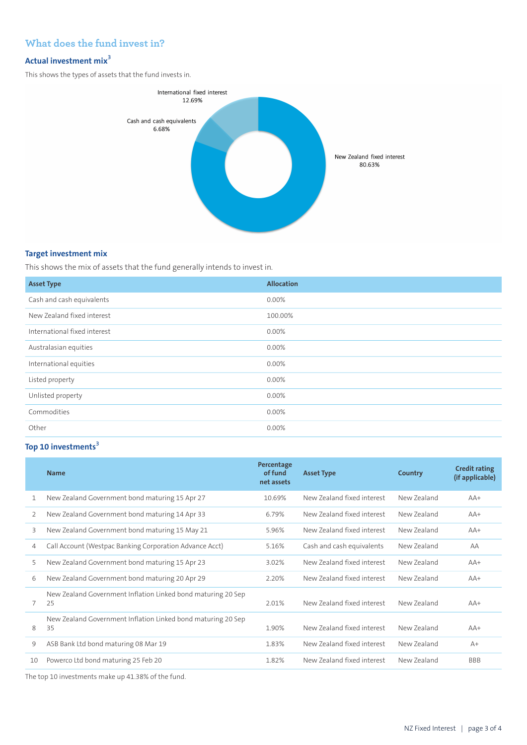## What does the fund invest in?

### Actual investment mix[3]

This shows the types of assets that the fund invests in.

International fixed interest
12.69%

Cash and cash equivalents
6.68%

New Zealand fixed interest
80.63%

### Target investment mix

This shows the mix of assets that the fund generally intends to invest in.

| Asset Type | Allocation |
|---|---|
| Cash and cash equivalents | 0.00% |
| New Zealand fixed interest | 100.00% |
| International fixed interest | 0.00% |
| Australasian equities | 0.00% |
| International equities | 0.00% |
| Listed property | 0.00% |
| Unlisted property | 0.00% |
| Commodities | 0.00% |
| Other | 0.00% |

### Top 10 investments[3]

| | Name | Percentage of fund net assets | Asset Type | Country | Credit rating (if applicable) |
|---|---|---|---|---|---|
| 1 | New Zealand Government bond maturing 15 Apr 27 | 10.69% | New Zealand fixed interest | New Zealand | AA+ |
| 2 | New Zealand Government bond maturing 14 Apr 33 | 6.79% | New Zealand fixed interest | New Zealand | AA+ |
| 3 | New Zealand Government bond maturing 15 May 21 | 5.96% | New Zealand fixed interest | New Zealand | AA+ |
| 4 | Call Account (Westpac Banking Corporation Advance Acct) | 5.16% | Cash and cash equivalents | New Zealand | AA |
| 5 | New Zealand Government bond maturing 15 Apr 23 | 3.02% | New Zealand fixed interest | New Zealand | AA+ |
| 6 | New Zealand Government bond maturing 20 Apr 29 | 2.20% | New Zealand fixed interest | New Zealand | AA+ |
| 7 | New Zealand Government Inflation Linked bond maturing 20 Sep 25 | 2.01% | New Zealand fixed interest | New Zealand | AA+ |
| 8 | New Zealand Government Inflation Linked bond maturing 20 Sep 35 | 1.90% | New Zealand fixed interest | New Zealand | AA+ |
| 9 | ASB Bank Ltd bond maturing 08 Mar 19 | 1.83% | New Zealand fixed interest | New Zealand | A+ |
| 10 | Powerco Ltd bond maturing 25 Feb 20 | 1.82% | New Zealand fixed interest | New Zealand | BBB |

The top 10 investments make up 41.38% of the fund.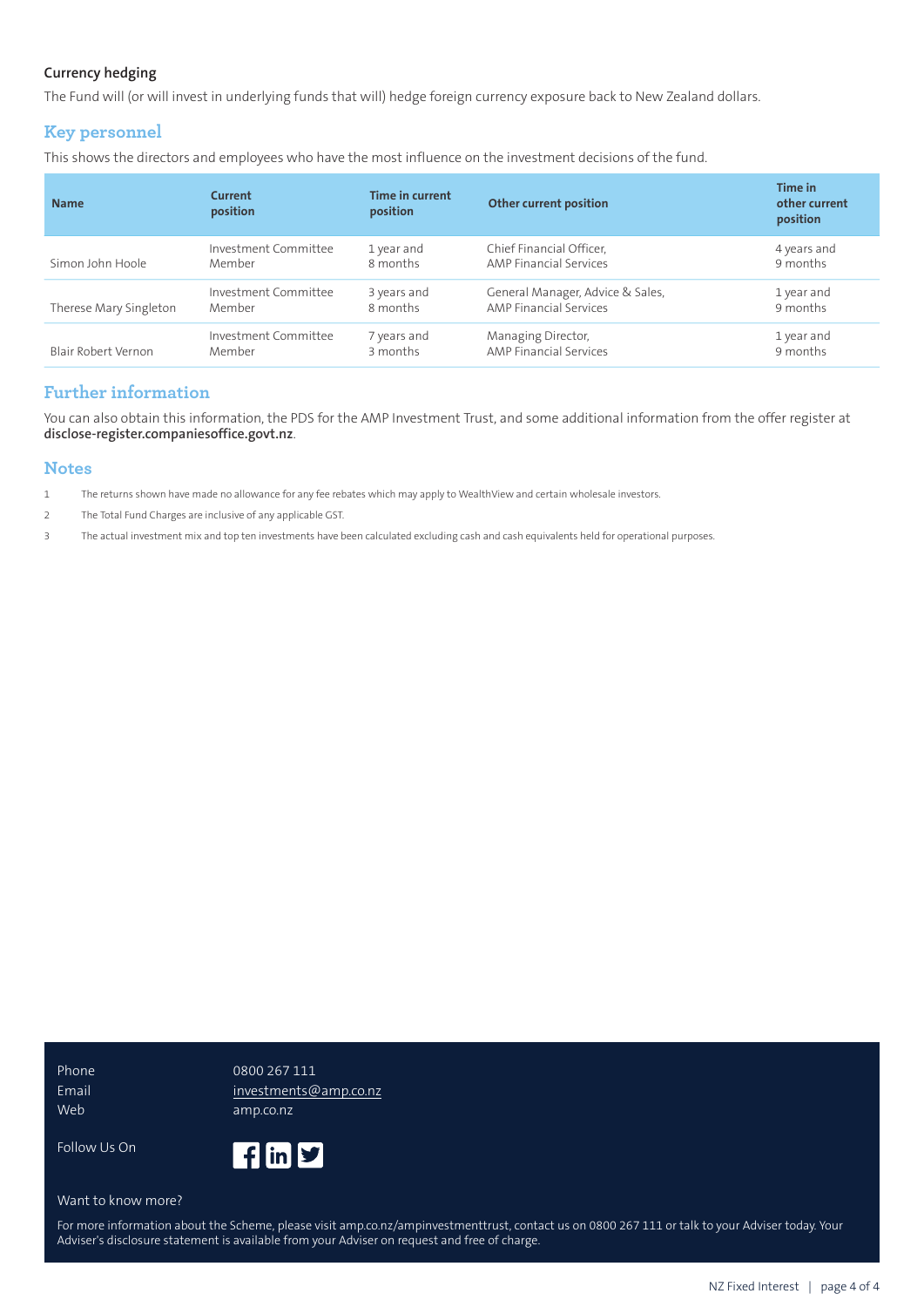### Currency hedging

The Fund will (or will invest in underlying funds that will) hedge foreign currency exposure back to New Zealand dollars.

## Key personnel

This shows the directors and employees who have the most influence on the investment decisions of the fund.

| Name | Current position | Time in current position | Other current position | Time in other current position |
|---|---|---|---|---|
| Simon John Hoole | Investment Committee Member | 1 year and 8 months | Chief Financial Officer, AMP Financial Services | 4 years and 9 months |
| Therese Mary Singleton | Investment Committee Member | 3 years and 8 months | General Manager, Advice & Sales, AMP Financial Services | 1 year and 9 months |
| Blair Robert Vernon | Investment Committee Member | 7 years and 3 months | Managing Director, AMP Financial Services | 1 year and 9 months |

## Further information

You can also obtain this information, the PDS for the AMP Investment Trust, and some additional information from the offer register at **disclose-register.companiesoffice.govt.nz**.

## Notes

1. The returns shown have made no allowance for any fee rebates which may apply to WealthView and certain wholesale investors.
2. The Total Fund Charges are inclusive of any applicable GST.
3. The actual investment mix and top ten investments have been calculated excluding cash and cash equivalents held for operational purposes.

Phone 0800 267 111
Email investments@amp.co.nz
Web amp.co.nz

Follow Us On

Want to know more?

For more information about the Scheme, please visit amp.co.nz/ampinvestmenttrust, contact us on 0800 267 111 or talk to your Adviser today. Your Adviser's disclosure statement is available from your Adviser on request and free of charge.